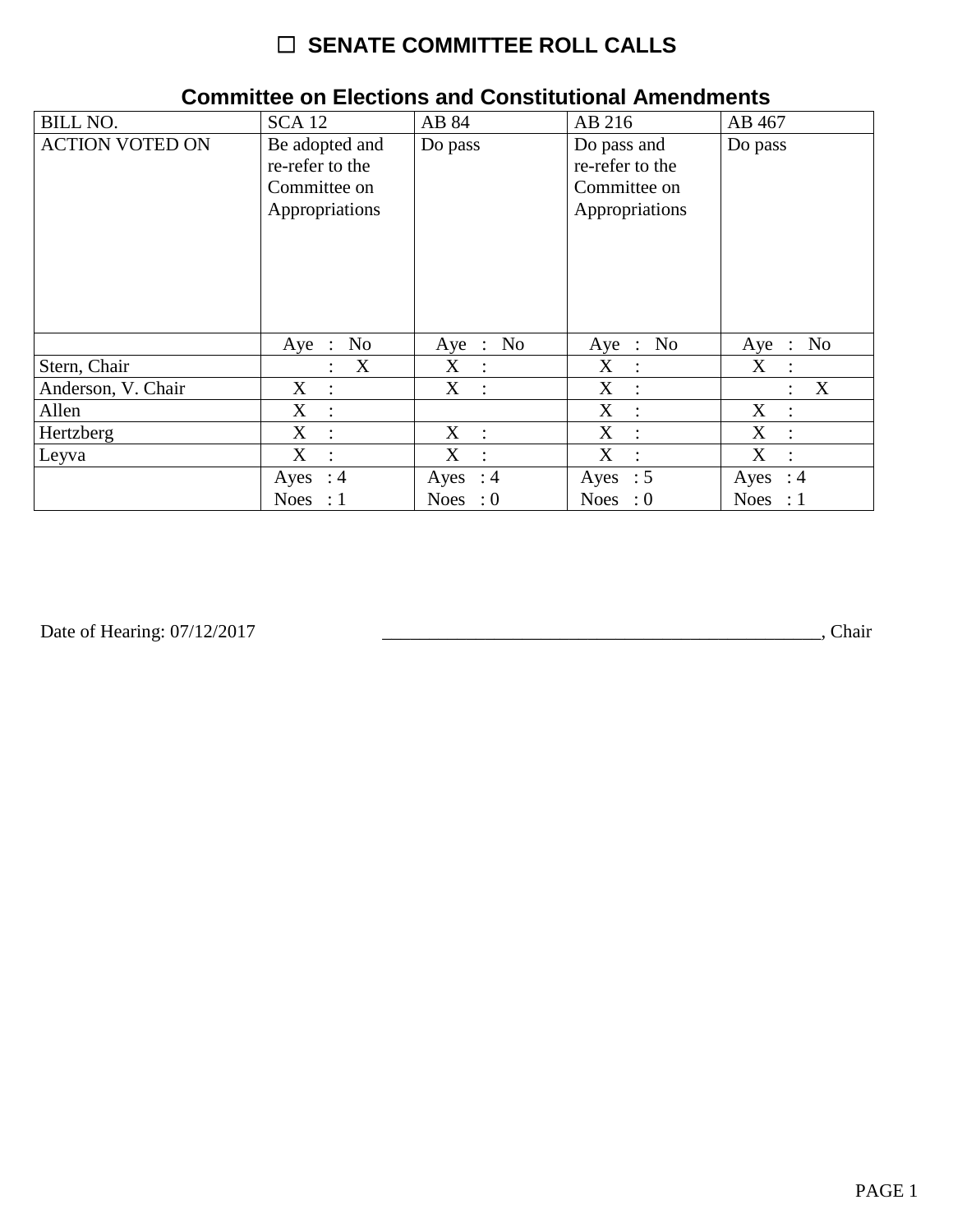# ☐ SENATE COMMITTEE ROLL CALLS

## Committee on Elections and Constitutional Amendments

| BILL NO. | SCA 12 | AB 84 | AB 216 | AB 467 |
|---|---|---|---|---|
| ACTION VOTED ON | Be adopted and re-refer to the Committee on Appropriations | Do pass | Do pass and re-refer to the Committee on Appropriations | Do pass |
| | Aye : No | Aye : No | Aye : No | Aye : No |
| Stern, Chair | : X | X : | X : | X : |
| Anderson, V. Chair | X : | X : | X : | : X |
| Allen | X : | | X : | X : |
| Hertzberg | X : | X : | X : | X : |
| Leyva | X : | X : | X : | X : |
| | Ayes : 4<br>Noes : 1 | Ayes : 4<br>Noes : 0 | Ayes : 5<br>Noes : 0 | Ayes : 4<br>Noes : 1 |

Date of Hearing: 07/12/2017 ________________________________________________, Chair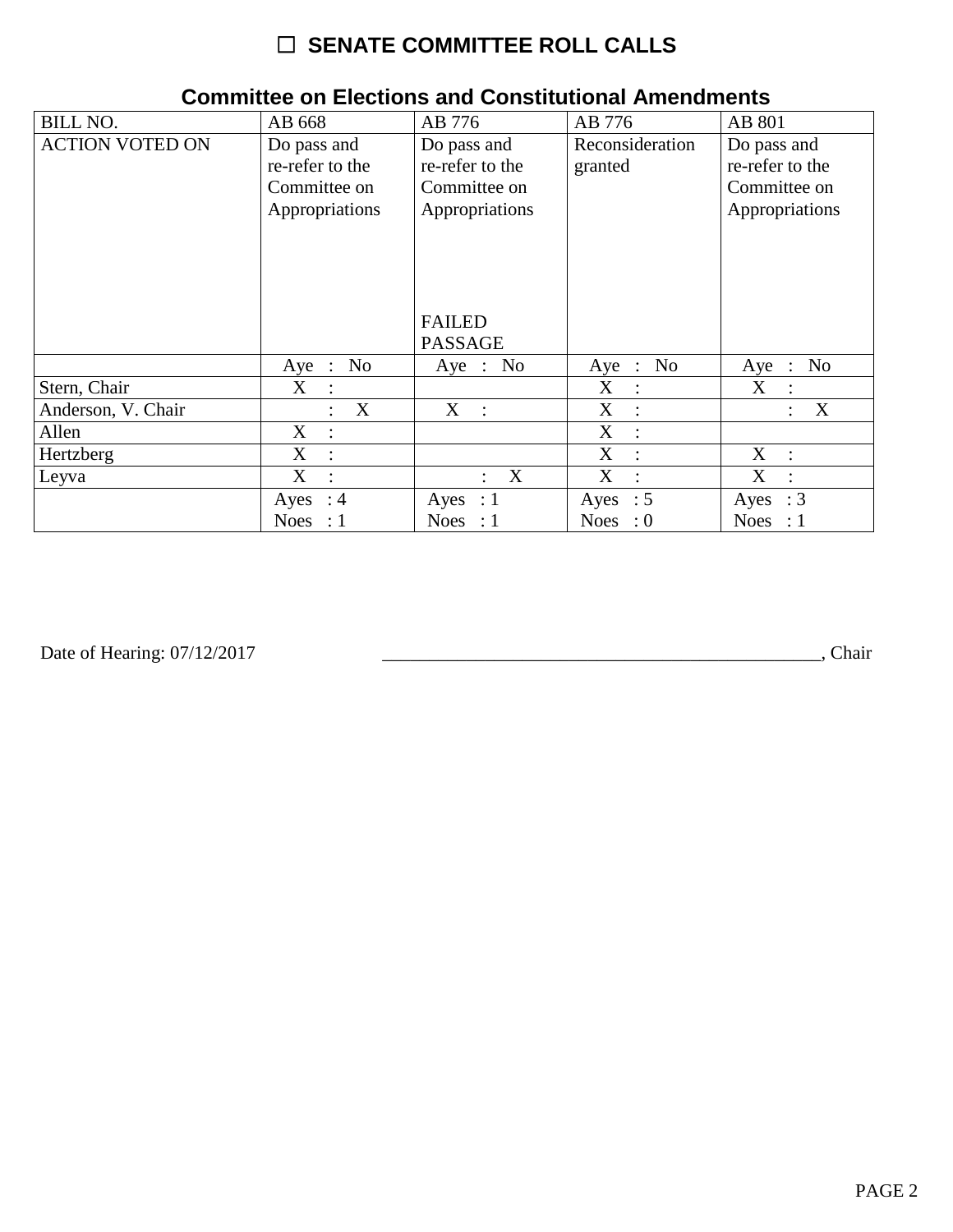# ☐ SENATE COMMITTEE ROLL CALLS

## Committee on Elections and Constitutional Amendments

| BILL NO. | AB 668 | AB 776 | AB 776 | AB 801 |
|---|---|---|---|---|
| ACTION VOTED ON | Do pass and re-refer to the Committee on Appropriations | Do pass and re-refer to the Committee on Appropriations<br><br>FAILED PASSAGE | Reconsideration granted | Do pass and re-refer to the Committee on Appropriations |
| | Aye : No | Aye : No | Aye : No | Aye : No |
| Stern, Chair | X : | | X : | X : |
| Anderson, V. Chair | : X | X : | X : | : X |
| Allen | X : | | X : | |
| Hertzberg | X : | | X : | X : |
| Leyva | X : | : X | X : | X : |
| | Ayes : 4<br>Noes : 1 | Ayes : 1<br>Noes : 1 | Ayes : 5<br>Noes : 0 | Ayes : 3<br>Noes : 1 |

Date of Hearing: 07/12/2017 _______________________________________________, Chair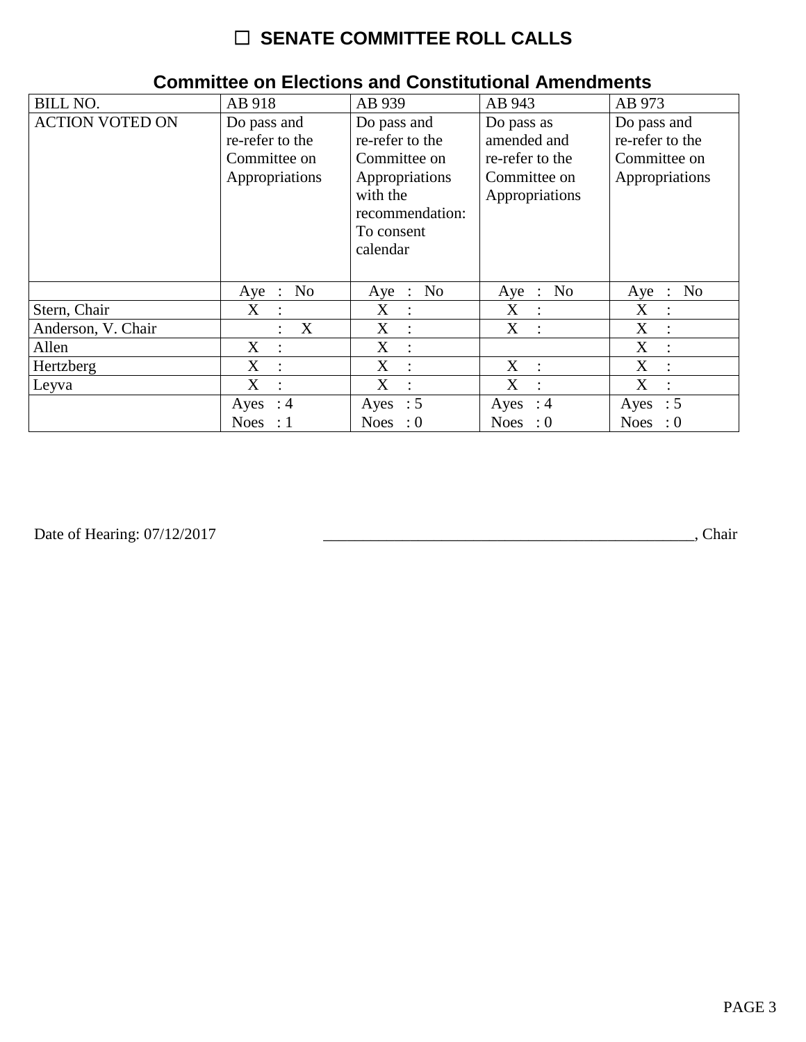# ☐ SENATE COMMITTEE ROLL CALLS

## Committee on Elections and Constitutional Amendments

| BILL NO. | AB 918 | AB 939 | AB 943 | AB 973 |
|---|---|---|---|---|
| ACTION VOTED ON | Do pass and re-refer to the Committee on Appropriations | Do pass and re-refer to the Committee on Appropriations with the recommendation: To consent calendar | Do pass as amended and re-refer to the Committee on Appropriations | Do pass and re-refer to the Committee on Appropriations |
| | Aye : No | Aye : No | Aye : No | Aye : No |
| Stern, Chair | X : | X : | X : | X : |
| Anderson, V. Chair | : X | X : | X : | X : |
| Allen | X : | X : | | X : |
| Hertzberg | X : | X : | X : | X : |
| Leyva | X : | X : | X : | X : |
| | Ayes : 4<br>Noes : 1 | Ayes : 5<br>Noes : 0 | Ayes : 4<br>Noes : 0 | Ayes : 5<br>Noes : 0 |

Date of Hearing: 07/12/2017 ________________________________________________, Chair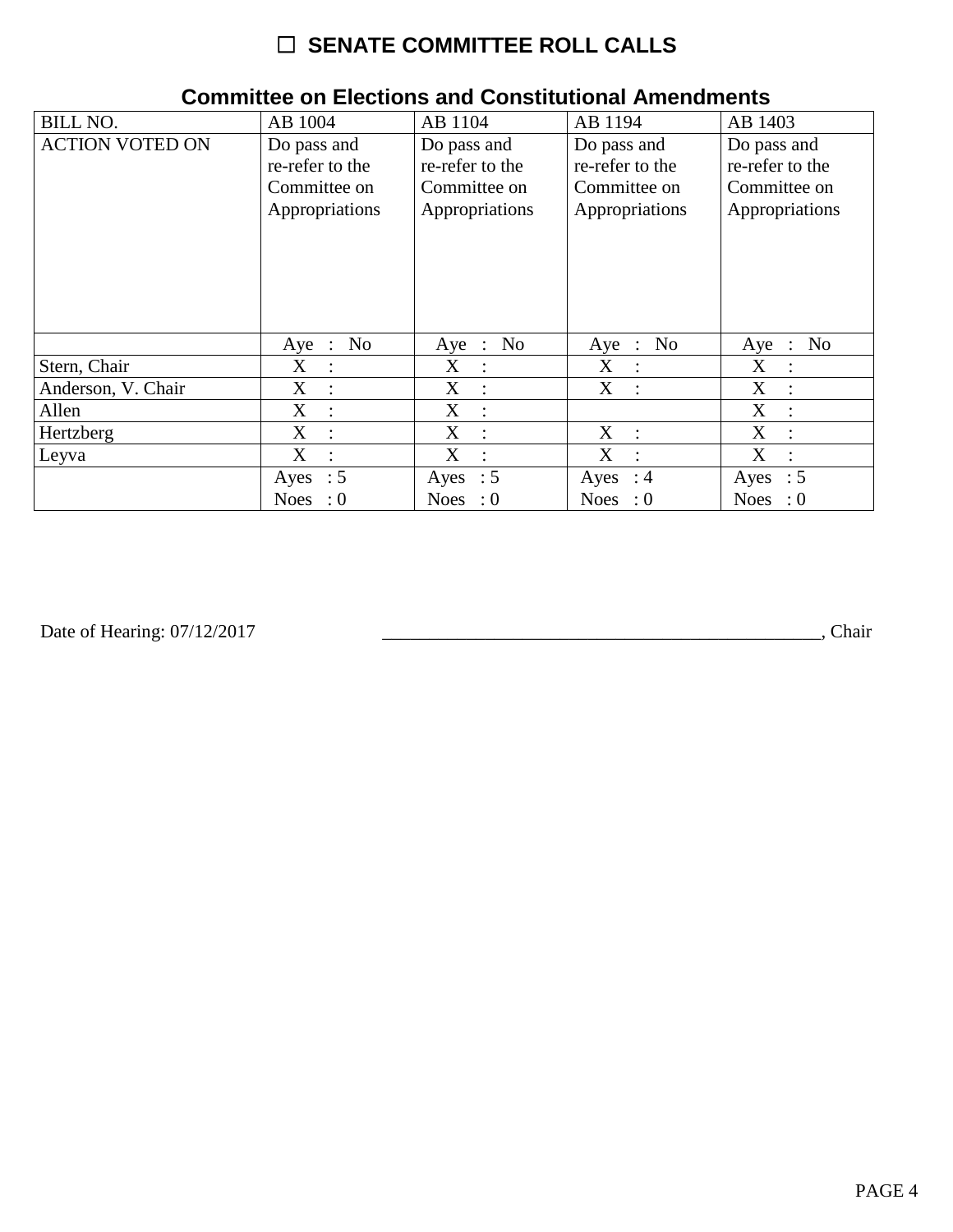# ☐ SENATE COMMITTEE ROLL CALLS

## Committee on Elections and Constitutional Amendments

| BILL NO. | AB 1004 | AB 1104 | AB 1194 | AB 1403 |
|---|---|---|---|---|
| ACTION VOTED ON | Do pass and re-refer to the Committee on Appropriations | Do pass and re-refer to the Committee on Appropriations | Do pass and re-refer to the Committee on Appropriations | Do pass and re-refer to the Committee on Appropriations |
| | Aye : No | Aye : No | Aye : No | Aye : No |
| Stern, Chair | X : | X : | X : | X : |
| Anderson, V. Chair | X : | X : | X : | X : |
| Allen | X : | X : | | X : |
| Hertzberg | X : | X : | X : | X : |
| Leyva | X : | X : | X : | X : |
| | Ayes : 5 Noes : 0 | Ayes : 5 Noes : 0 | Ayes : 4 Noes : 0 | Ayes : 5 Noes : 0 |

Date of Hearing: 07/12/2017

_______________________________________________, Chair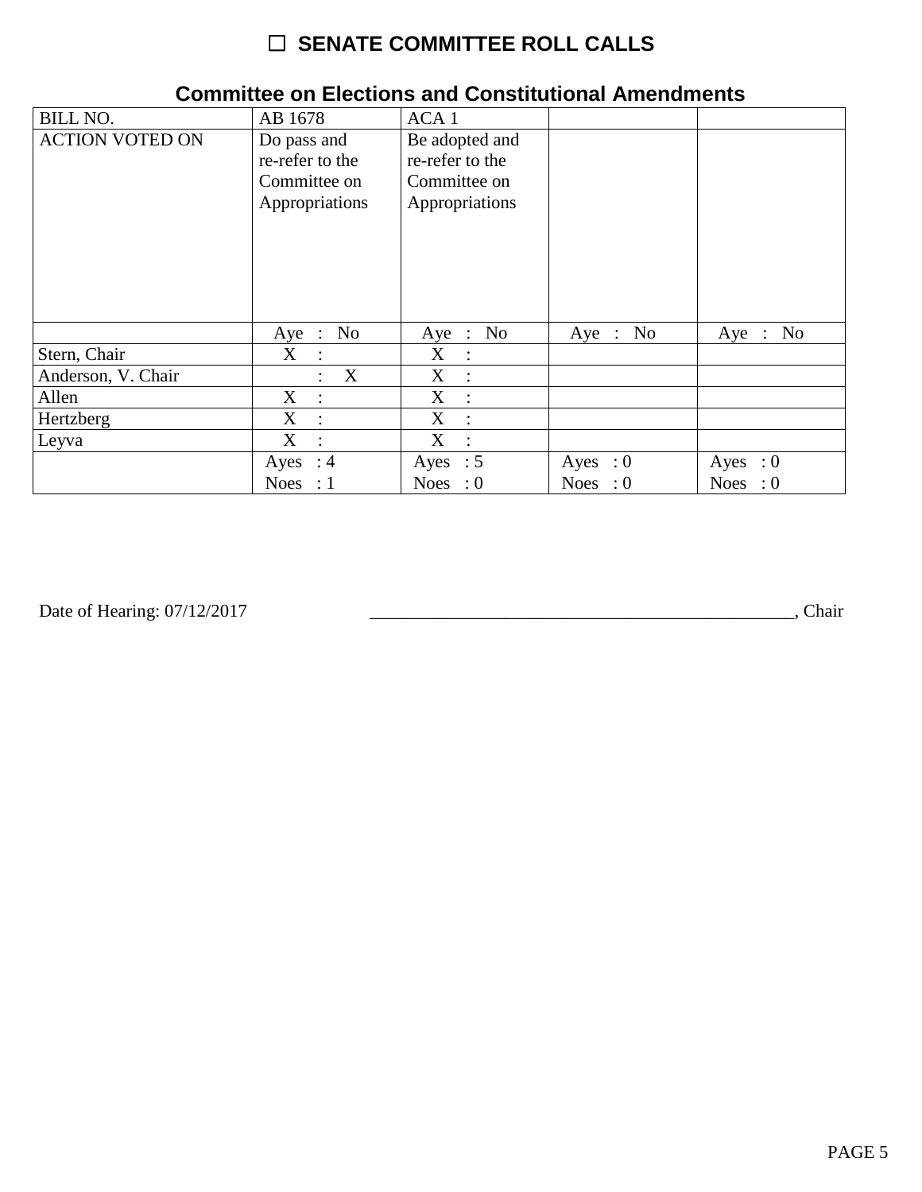# ☐ SENATE COMMITTEE ROLL CALLS

## Committee on Elections and Constitutional Amendments

| BILL NO. | AB 1678 | ACA 1 | | |
|---|---|---|---|---|
| ACTION VOTED ON | Do pass and re-refer to the Committee on Appropriations | Be adopted and re-refer to the Committee on Appropriations | | |
| | Aye : No | Aye : No | Aye : No | Aye : No |
| Stern, Chair | X : | X : | | |
| Anderson, V. Chair | : X | X : | | |
| Allen | X : | X : | | |
| Hertzberg | X : | X : | | |
| Leyva | X : | X : | | |
| | Ayes : 4<br>Noes : 1 | Ayes : 5<br>Noes : 0 | Ayes : 0<br>Noes : 0 | Ayes : 0<br>Noes : 0 |

Date of Hearing: 07/12/2017 ________________________________________________, Chair